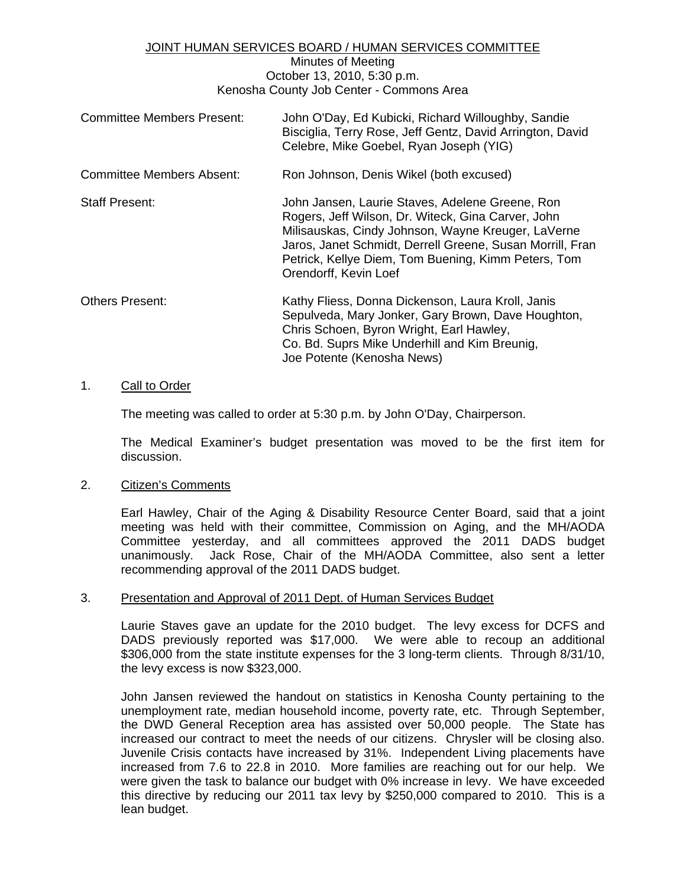# JOINT HUMAN SERVICES BOARD / HUMAN SERVICES COMMITTEE

Minutes of Meeting
October 13, 2010, 5:30 p.m.
Kenosha County Job Center - Commons Area

| | |
|---|---|
| Committee Members Present: | John O'Day, Ed Kubicki, Richard Willoughby, Sandie Bisciglia, Terry Rose, Jeff Gentz, David Arrington, David Celebre, Mike Goebel, Ryan Joseph (YIG) |
| Committee Members Absent: | Ron Johnson, Denis Wikel (both excused) |
| Staff Present: | John Jansen, Laurie Staves, Adelene Greene, Ron Rogers, Jeff Wilson, Dr. Witeck, Gina Carver, John Milisauskas, Cindy Johnson, Wayne Kreuger, LaVerne Jaros, Janet Schmidt, Derrell Greene, Susan Morrill, Fran Petrick, Kellye Diem, Tom Buening, Kimm Peters, Tom Orendorff, Kevin Loef |
| Others Present: | Kathy Fliess, Donna Dickenson, Laura Kroll, Janis Sepulveda, Mary Jonker, Gary Brown, Dave Houghton, Chris Schoen, Byron Wright, Earl Hawley, Co. Bd. Suprs Mike Underhill and Kim Breunig, Joe Potente (Kenosha News) |

1. Call to Order

   The meeting was called to order at 5:30 p.m. by John O'Day, Chairperson.

   The Medical Examiner's budget presentation was moved to be the first item for discussion.

2. Citizen's Comments

   Earl Hawley, Chair of the Aging & Disability Resource Center Board, said that a joint meeting was held with their committee, Commission on Aging, and the MH/AODA Committee yesterday, and all committees approved the 2011 DADS budget unanimously. Jack Rose, Chair of the MH/AODA Committee, also sent a letter recommending approval of the 2011 DADS budget.

3. Presentation and Approval of 2011 Dept. of Human Services Budget

   Laurie Staves gave an update for the 2010 budget. The levy excess for DCFS and DADS previously reported was $17,000. We were able to recoup an additional $306,000 from the state institute expenses for the 3 long-term clients. Through 8/31/10, the levy excess is now $323,000.

   John Jansen reviewed the handout on statistics in Kenosha County pertaining to the unemployment rate, median household income, poverty rate, etc. Through September, the DWD General Reception area has assisted over 50,000 people. The State has increased our contract to meet the needs of our citizens. Chrysler will be closing also. Juvenile Crisis contacts have increased by 31%. Independent Living placements have increased from 7.6 to 22.8 in 2010. More families are reaching out for our help. We were given the task to balance our budget with 0% increase in levy. We have exceeded this directive by reducing our 2011 tax levy by $250,000 compared to 2010. This is a lean budget.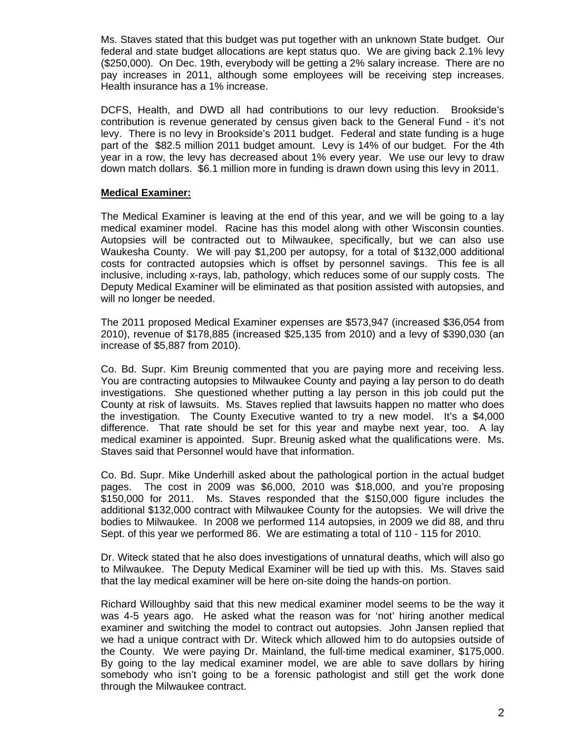Ms. Staves stated that this budget was put together with an unknown State budget. Our federal and state budget allocations are kept status quo. We are giving back 2.1% levy ($250,000). On Dec. 19th, everybody will be getting a 2% salary increase. There are no pay increases in 2011, although some employees will be receiving step increases. Health insurance has a 1% increase.

DCFS, Health, and DWD all had contributions to our levy reduction. Brookside's contribution is revenue generated by census given back to the General Fund - it's not levy. There is no levy in Brookside's 2011 budget. Federal and state funding is a huge part of the $82.5 million 2011 budget amount. Levy is 14% of our budget. For the 4th year in a row, the levy has decreased about 1% every year. We use our levy to draw down match dollars. $6.1 million more in funding is drawn down using this levy in 2011.

**Medical Examiner:**

The Medical Examiner is leaving at the end of this year, and we will be going to a lay medical examiner model. Racine has this model along with other Wisconsin counties. Autopsies will be contracted out to Milwaukee, specifically, but we can also use Waukesha County. We will pay $1,200 per autopsy, for a total of $132,000 additional costs for contracted autopsies which is offset by personnel savings. This fee is all inclusive, including x-rays, lab, pathology, which reduces some of our supply costs. The Deputy Medical Examiner will be eliminated as that position assisted with autopsies, and will no longer be needed.

The 2011 proposed Medical Examiner expenses are $573,947 (increased $36,054 from 2010), revenue of $178,885 (increased $25,135 from 2010) and a levy of $390,030 (an increase of $5,887 from 2010).

Co. Bd. Supr. Kim Breunig commented that you are paying more and receiving less. You are contracting autopsies to Milwaukee County and paying a lay person to do death investigations. She questioned whether putting a lay person in this job could put the County at risk of lawsuits. Ms. Staves replied that lawsuits happen no matter who does the investigation. The County Executive wanted to try a new model. It's a $4,000 difference. That rate should be set for this year and maybe next year, too. A lay medical examiner is appointed. Supr. Breunig asked what the qualifications were. Ms. Staves said that Personnel would have that information.

Co. Bd. Supr. Mike Underhill asked about the pathological portion in the actual budget pages. The cost in 2009 was $6,000, 2010 was $18,000, and you're proposing $150,000 for 2011. Ms. Staves responded that the $150,000 figure includes the additional $132,000 contract with Milwaukee County for the autopsies. We will drive the bodies to Milwaukee. In 2008 we performed 114 autopsies, in 2009 we did 88, and thru Sept. of this year we performed 86. We are estimating a total of 110 - 115 for 2010.

Dr. Witeck stated that he also does investigations of unnatural deaths, which will also go to Milwaukee. The Deputy Medical Examiner will be tied up with this. Ms. Staves said that the lay medical examiner will be here on-site doing the hands-on portion.

Richard Willoughby said that this new medical examiner model seems to be the way it was 4-5 years ago. He asked what the reason was for 'not' hiring another medical examiner and switching the model to contract out autopsies. John Jansen replied that we had a unique contract with Dr. Witeck which allowed him to do autopsies outside of the County. We were paying Dr. Mainland, the full-time medical examiner, $175,000. By going to the lay medical examiner model, we are able to save dollars by hiring somebody who isn't going to be a forensic pathologist and still get the work done through the Milwaukee contract.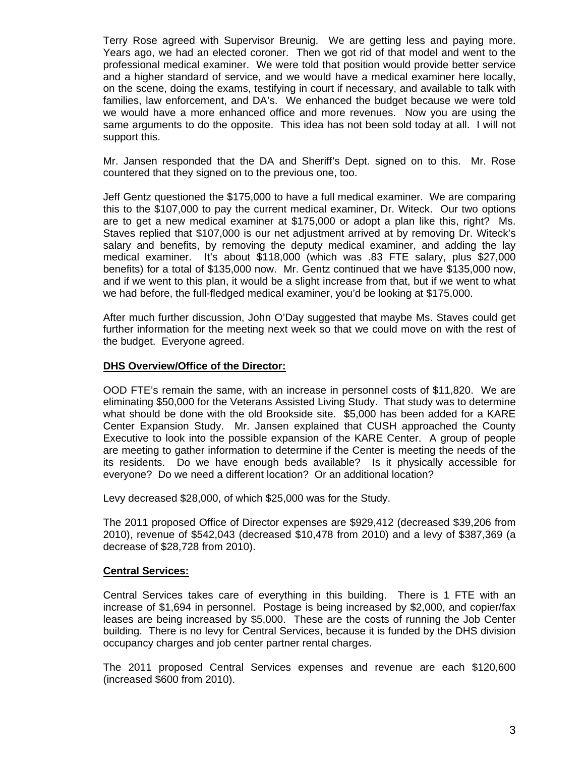Terry Rose agreed with Supervisor Breunig. We are getting less and paying more. Years ago, we had an elected coroner. Then we got rid of that model and went to the professional medical examiner. We were told that position would provide better service and a higher standard of service, and we would have a medical examiner here locally, on the scene, doing the exams, testifying in court if necessary, and available to talk with families, law enforcement, and DA's. We enhanced the budget because we were told we would have a more enhanced office and more revenues. Now you are using the same arguments to do the opposite. This idea has not been sold today at all. I will not support this.

Mr. Jansen responded that the DA and Sheriff's Dept. signed on to this. Mr. Rose countered that they signed on to the previous one, too.

Jeff Gentz questioned the $175,000 to have a full medical examiner. We are comparing this to the $107,000 to pay the current medical examiner, Dr. Witeck. Our two options are to get a new medical examiner at $175,000 or adopt a plan like this, right? Ms. Staves replied that $107,000 is our net adjustment arrived at by removing Dr. Witeck's salary and benefits, by removing the deputy medical examiner, and adding the lay medical examiner. It's about $118,000 (which was .83 FTE salary, plus $27,000 benefits) for a total of $135,000 now. Mr. Gentz continued that we have $135,000 now, and if we went to this plan, it would be a slight increase from that, but if we went to what we had before, the full-fledged medical examiner, you'd be looking at $175,000.

After much further discussion, John O'Day suggested that maybe Ms. Staves could get further information for the meeting next week so that we could move on with the rest of the budget. Everyone agreed.

**DHS Overview/Office of the Director:**

OOD FTE's remain the same, with an increase in personnel costs of $11,820. We are eliminating $50,000 for the Veterans Assisted Living Study. That study was to determine what should be done with the old Brookside site. $5,000 has been added for a KARE Center Expansion Study. Mr. Jansen explained that CUSH approached the County Executive to look into the possible expansion of the KARE Center. A group of people are meeting to gather information to determine if the Center is meeting the needs of the its residents. Do we have enough beds available? Is it physically accessible for everyone? Do we need a different location? Or an additional location?

Levy decreased $28,000, of which $25,000 was for the Study.

The 2011 proposed Office of Director expenses are $929,412 (decreased $39,206 from 2010), revenue of $542,043 (decreased $10,478 from 2010) and a levy of $387,369 (a decrease of $28,728 from 2010).

**Central Services:**

Central Services takes care of everything in this building. There is 1 FTE with an increase of $1,694 in personnel. Postage is being increased by $2,000, and copier/fax leases are being increased by $5,000. These are the costs of running the Job Center building. There is no levy for Central Services, because it is funded by the DHS division occupancy charges and job center partner rental charges.

The 2011 proposed Central Services expenses and revenue are each $120,600 (increased $600 from 2010).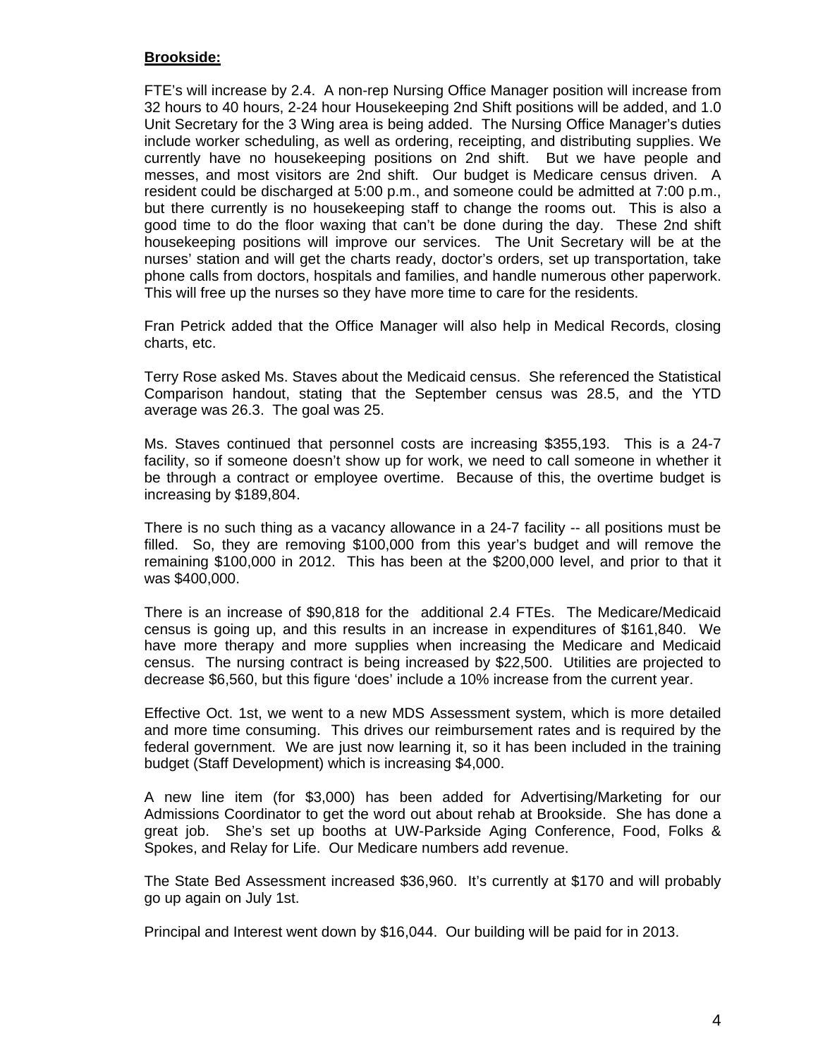**Brookside:**

FTE's will increase by 2.4. A non-rep Nursing Office Manager position will increase from 32 hours to 40 hours, 2-24 hour Housekeeping 2nd Shift positions will be added, and 1.0 Unit Secretary for the 3 Wing area is being added. The Nursing Office Manager's duties include worker scheduling, as well as ordering, receipting, and distributing supplies. We currently have no housekeeping positions on 2nd shift. But we have people and messes, and most visitors are 2nd shift. Our budget is Medicare census driven. A resident could be discharged at 5:00 p.m., and someone could be admitted at 7:00 p.m., but there currently is no housekeeping staff to change the rooms out. This is also a good time to do the floor waxing that can't be done during the day. These 2nd shift housekeeping positions will improve our services. The Unit Secretary will be at the nurses' station and will get the charts ready, doctor's orders, set up transportation, take phone calls from doctors, hospitals and families, and handle numerous other paperwork. This will free up the nurses so they have more time to care for the residents.

Fran Petrick added that the Office Manager will also help in Medical Records, closing charts, etc.

Terry Rose asked Ms. Staves about the Medicaid census. She referenced the Statistical Comparison handout, stating that the September census was 28.5, and the YTD average was 26.3. The goal was 25.

Ms. Staves continued that personnel costs are increasing $355,193. This is a 24-7 facility, so if someone doesn't show up for work, we need to call someone in whether it be through a contract or employee overtime. Because of this, the overtime budget is increasing by $189,804.

There is no such thing as a vacancy allowance in a 24-7 facility -- all positions must be filled. So, they are removing $100,000 from this year's budget and will remove the remaining $100,000 in 2012. This has been at the $200,000 level, and prior to that it was $400,000.

There is an increase of $90,818 for the additional 2.4 FTEs. The Medicare/Medicaid census is going up, and this results in an increase in expenditures of $161,840. We have more therapy and more supplies when increasing the Medicare and Medicaid census. The nursing contract is being increased by $22,500. Utilities are projected to decrease $6,560, but this figure 'does' include a 10% increase from the current year.

Effective Oct. 1st, we went to a new MDS Assessment system, which is more detailed and more time consuming. This drives our reimbursement rates and is required by the federal government. We are just now learning it, so it has been included in the training budget (Staff Development) which is increasing $4,000.

A new line item (for $3,000) has been added for Advertising/Marketing for our Admissions Coordinator to get the word out about rehab at Brookside. She has done a great job. She's set up booths at UW-Parkside Aging Conference, Food, Folks & Spokes, and Relay for Life. Our Medicare numbers add revenue.

The State Bed Assessment increased $36,960. It's currently at $170 and will probably go up again on July 1st.

Principal and Interest went down by $16,044. Our building will be paid for in 2013.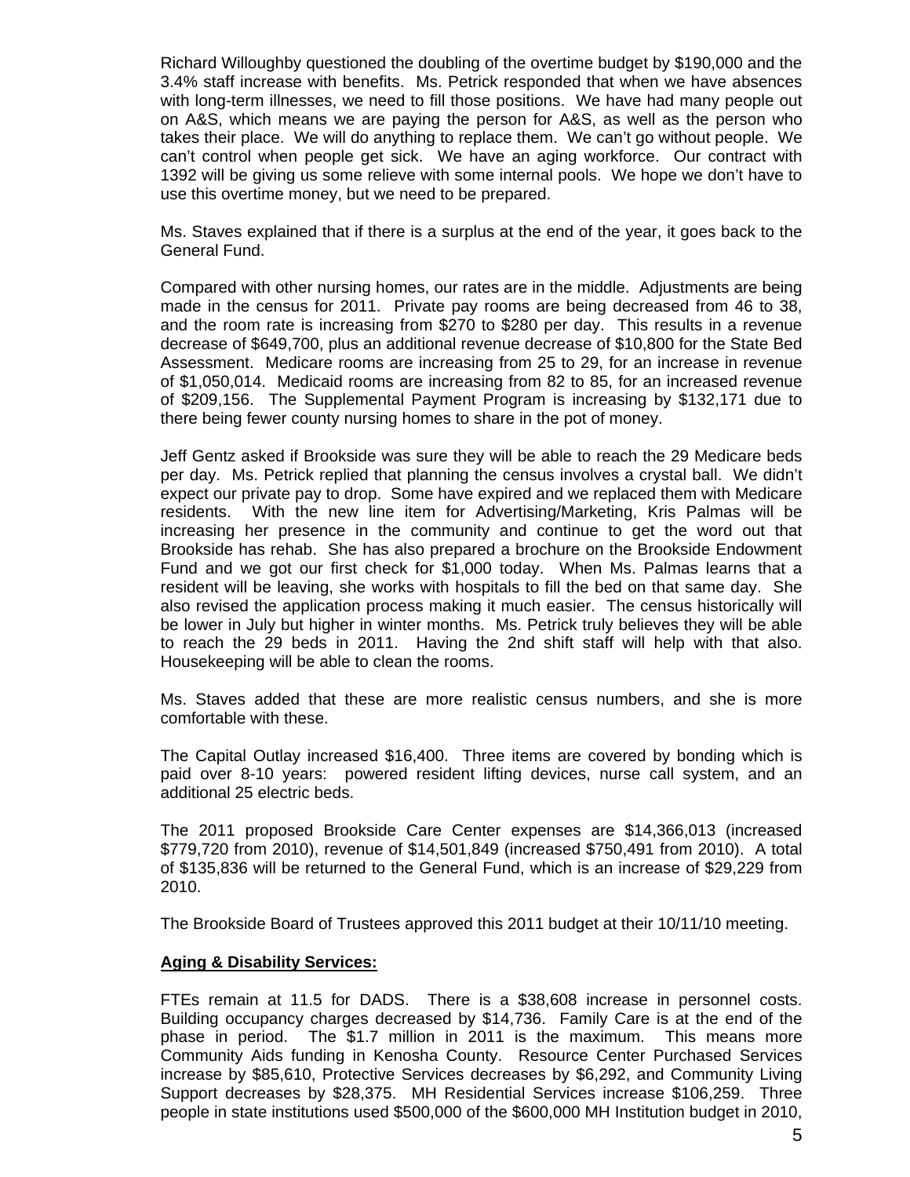Richard Willoughby questioned the doubling of the overtime budget by $190,000 and the 3.4% staff increase with benefits. Ms. Petrick responded that when we have absences with long-term illnesses, we need to fill those positions. We have had many people out on A&S, which means we are paying the person for A&S, as well as the person who takes their place. We will do anything to replace them. We can't go without people. We can't control when people get sick. We have an aging workforce. Our contract with 1392 will be giving us some relieve with some internal pools. We hope we don't have to use this overtime money, but we need to be prepared.

Ms. Staves explained that if there is a surplus at the end of the year, it goes back to the General Fund.

Compared with other nursing homes, our rates are in the middle. Adjustments are being made in the census for 2011. Private pay rooms are being decreased from 46 to 38, and the room rate is increasing from $270 to $280 per day. This results in a revenue decrease of $649,700, plus an additional revenue decrease of $10,800 for the State Bed Assessment. Medicare rooms are increasing from 25 to 29, for an increase in revenue of $1,050,014. Medicaid rooms are increasing from 82 to 85, for an increased revenue of $209,156. The Supplemental Payment Program is increasing by $132,171 due to there being fewer county nursing homes to share in the pot of money.

Jeff Gentz asked if Brookside was sure they will be able to reach the 29 Medicare beds per day. Ms. Petrick replied that planning the census involves a crystal ball. We didn't expect our private pay to drop. Some have expired and we replaced them with Medicare residents. With the new line item for Advertising/Marketing, Kris Palmas will be increasing her presence in the community and continue to get the word out that Brookside has rehab. She has also prepared a brochure on the Brookside Endowment Fund and we got our first check for $1,000 today. When Ms. Palmas learns that a resident will be leaving, she works with hospitals to fill the bed on that same day. She also revised the application process making it much easier. The census historically will be lower in July but higher in winter months. Ms. Petrick truly believes they will be able to reach the 29 beds in 2011. Having the 2nd shift staff will help with that also. Housekeeping will be able to clean the rooms.

Ms. Staves added that these are more realistic census numbers, and she is more comfortable with these.

The Capital Outlay increased $16,400. Three items are covered by bonding which is paid over 8-10 years: powered resident lifting devices, nurse call system, and an additional 25 electric beds.

The 2011 proposed Brookside Care Center expenses are $14,366,013 (increased $779,720 from 2010), revenue of $14,501,849 (increased $750,491 from 2010). A total of $135,836 will be returned to the General Fund, which is an increase of $29,229 from 2010.

The Brookside Board of Trustees approved this 2011 budget at their 10/11/10 meeting.

**Aging & Disability Services:**

FTEs remain at 11.5 for DADS. There is a $38,608 increase in personnel costs. Building occupancy charges decreased by $14,736. Family Care is at the end of the phase in period. The $1.7 million in 2011 is the maximum. This means more Community Aids funding in Kenosha County. Resource Center Purchased Services increase by $85,610, Protective Services decreases by $6,292, and Community Living Support decreases by $28,375. MH Residential Services increase $106,259. Three people in state institutions used $500,000 of the $600,000 MH Institution budget in 2010,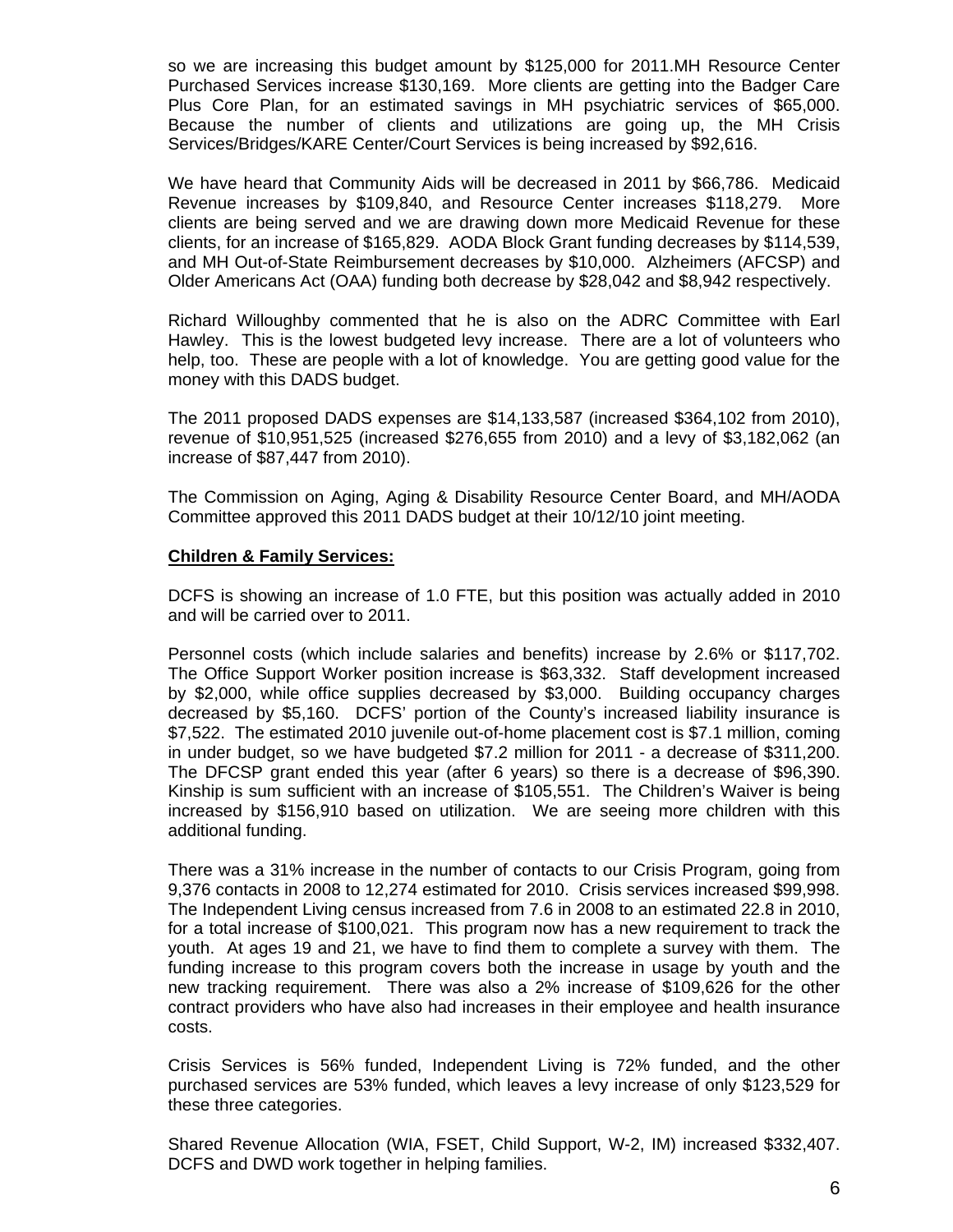so we are increasing this budget amount by $125,000 for 2011.MH Resource Center Purchased Services increase $130,169. More clients are getting into the Badger Care Plus Core Plan, for an estimated savings in MH psychiatric services of $65,000. Because the number of clients and utilizations are going up, the MH Crisis Services/Bridges/KARE Center/Court Services is being increased by $92,616.

We have heard that Community Aids will be decreased in 2011 by $66,786. Medicaid Revenue increases by $109,840, and Resource Center increases $118,279. More clients are being served and we are drawing down more Medicaid Revenue for these clients, for an increase of $165,829. AODA Block Grant funding decreases by $114,539, and MH Out-of-State Reimbursement decreases by $10,000. Alzheimers (AFCSP) and Older Americans Act (OAA) funding both decrease by $28,042 and $8,942 respectively.

Richard Willoughby commented that he is also on the ADRC Committee with Earl Hawley. This is the lowest budgeted levy increase. There are a lot of volunteers who help, too. These are people with a lot of knowledge. You are getting good value for the money with this DADS budget.

The 2011 proposed DADS expenses are $14,133,587 (increased $364,102 from 2010), revenue of $10,951,525 (increased $276,655 from 2010) and a levy of $3,182,062 (an increase of $87,447 from 2010).

The Commission on Aging, Aging & Disability Resource Center Board, and MH/AODA Committee approved this 2011 DADS budget at their 10/12/10 joint meeting.

**Children & Family Services:**

DCFS is showing an increase of 1.0 FTE, but this position was actually added in 2010 and will be carried over to 2011.

Personnel costs (which include salaries and benefits) increase by 2.6% or $117,702. The Office Support Worker position increase is $63,332. Staff development increased by $2,000, while office supplies decreased by $3,000. Building occupancy charges decreased by $5,160. DCFS' portion of the County's increased liability insurance is $7,522. The estimated 2010 juvenile out-of-home placement cost is $7.1 million, coming in under budget, so we have budgeted $7.2 million for 2011 - a decrease of $311,200. The DFCSP grant ended this year (after 6 years) so there is a decrease of $96,390. Kinship is sum sufficient with an increase of $105,551. The Children's Waiver is being increased by $156,910 based on utilization. We are seeing more children with this additional funding.

There was a 31% increase in the number of contacts to our Crisis Program, going from 9,376 contacts in 2008 to 12,274 estimated for 2010. Crisis services increased $99,998. The Independent Living census increased from 7.6 in 2008 to an estimated 22.8 in 2010, for a total increase of $100,021. This program now has a new requirement to track the youth. At ages 19 and 21, we have to find them to complete a survey with them. The funding increase to this program covers both the increase in usage by youth and the new tracking requirement. There was also a 2% increase of $109,626 for the other contract providers who have also had increases in their employee and health insurance costs.

Crisis Services is 56% funded, Independent Living is 72% funded, and the other purchased services are 53% funded, which leaves a levy increase of only $123,529 for these three categories.

Shared Revenue Allocation (WIA, FSET, Child Support, W-2, IM) increased $332,407. DCFS and DWD work together in helping families.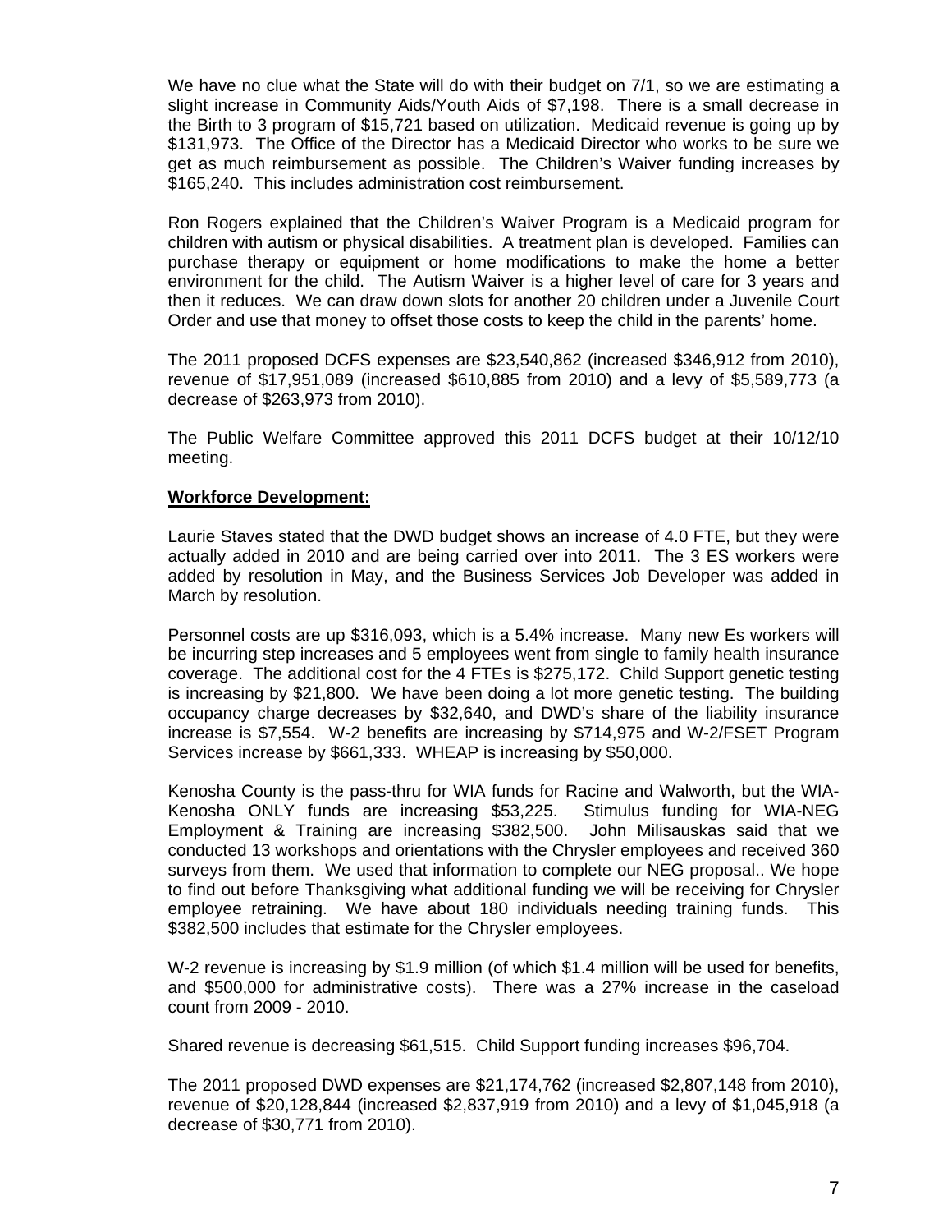We have no clue what the State will do with their budget on 7/1, so we are estimating a slight increase in Community Aids/Youth Aids of $7,198. There is a small decrease in the Birth to 3 program of $15,721 based on utilization. Medicaid revenue is going up by $131,973. The Office of the Director has a Medicaid Director who works to be sure we get as much reimbursement as possible. The Children's Waiver funding increases by $165,240. This includes administration cost reimbursement.

Ron Rogers explained that the Children's Waiver Program is a Medicaid program for children with autism or physical disabilities. A treatment plan is developed. Families can purchase therapy or equipment or home modifications to make the home a better environment for the child. The Autism Waiver is a higher level of care for 3 years and then it reduces. We can draw down slots for another 20 children under a Juvenile Court Order and use that money to offset those costs to keep the child in the parents' home.

The 2011 proposed DCFS expenses are $23,540,862 (increased $346,912 from 2010), revenue of $17,951,089 (increased $610,885 from 2010) and a levy of $5,589,773 (a decrease of $263,973 from 2010).

The Public Welfare Committee approved this 2011 DCFS budget at their 10/12/10 meeting.

**Workforce Development:**

Laurie Staves stated that the DWD budget shows an increase of 4.0 FTE, but they were actually added in 2010 and are being carried over into 2011. The 3 ES workers were added by resolution in May, and the Business Services Job Developer was added in March by resolution.

Personnel costs are up $316,093, which is a 5.4% increase. Many new Es workers will be incurring step increases and 5 employees went from single to family health insurance coverage. The additional cost for the 4 FTEs is $275,172. Child Support genetic testing is increasing by $21,800. We have been doing a lot more genetic testing. The building occupancy charge decreases by $32,640, and DWD's share of the liability insurance increase is $7,554. W-2 benefits are increasing by $714,975 and W-2/FSET Program Services increase by $661,333. WHEAP is increasing by $50,000.

Kenosha County is the pass-thru for WIA funds for Racine and Walworth, but the WIA-Kenosha ONLY funds are increasing $53,225. Stimulus funding for WIA-NEG Employment & Training are increasing $382,500. John Milisauskas said that we conducted 13 workshops and orientations with the Chrysler employees and received 360 surveys from them. We used that information to complete our NEG proposal.. We hope to find out before Thanksgiving what additional funding we will be receiving for Chrysler employee retraining. We have about 180 individuals needing training funds. This $382,500 includes that estimate for the Chrysler employees.

W-2 revenue is increasing by $1.9 million (of which $1.4 million will be used for benefits, and $500,000 for administrative costs). There was a 27% increase in the caseload count from 2009 - 2010.

Shared revenue is decreasing $61,515. Child Support funding increases $96,704.

The 2011 proposed DWD expenses are $21,174,762 (increased $2,807,148 from 2010), revenue of $20,128,844 (increased $2,837,919 from 2010) and a levy of $1,045,918 (a decrease of $30,771 from 2010).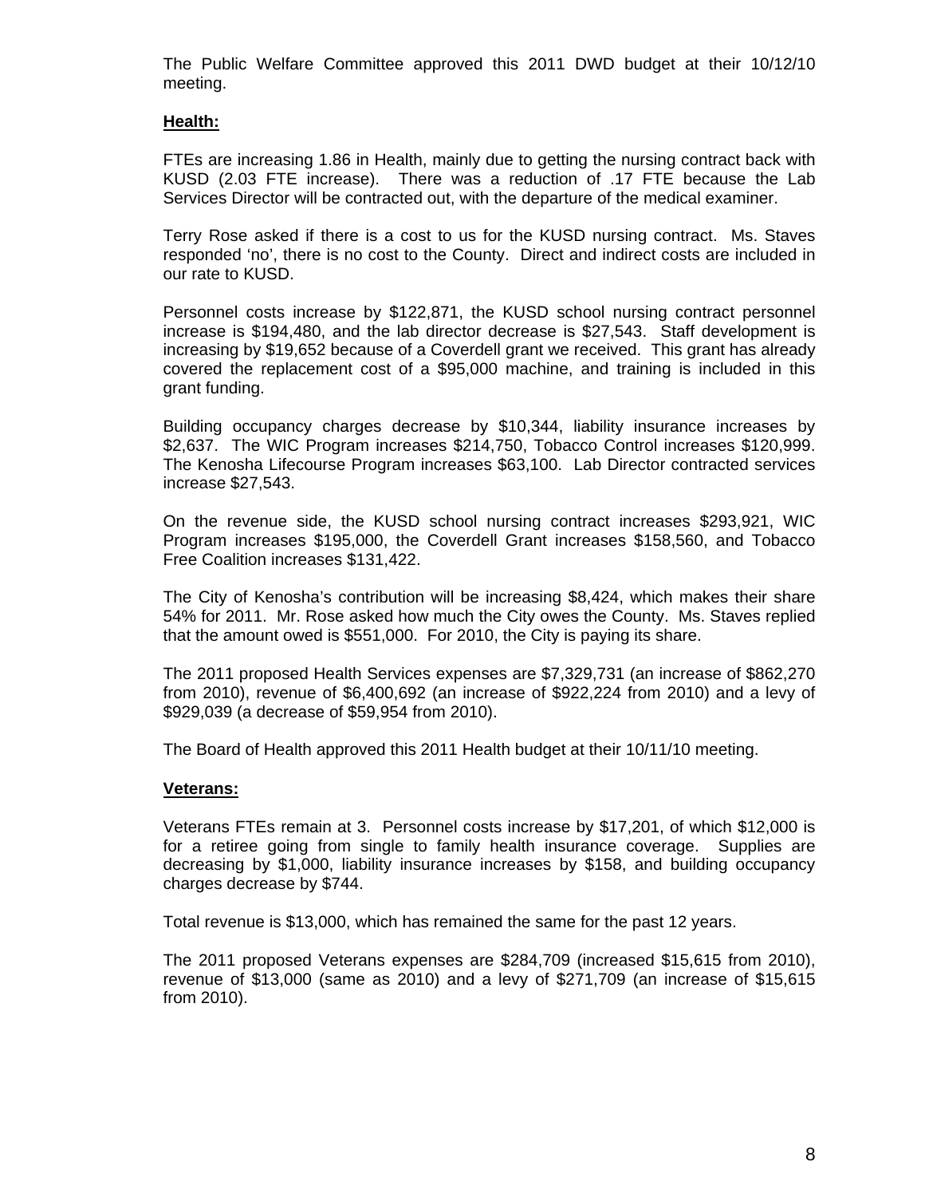The Public Welfare Committee approved this 2011 DWD budget at their 10/12/10 meeting.

**Health:**

FTEs are increasing 1.86 in Health, mainly due to getting the nursing contract back with KUSD (2.03 FTE increase). There was a reduction of .17 FTE because the Lab Services Director will be contracted out, with the departure of the medical examiner.

Terry Rose asked if there is a cost to us for the KUSD nursing contract. Ms. Staves responded 'no', there is no cost to the County. Direct and indirect costs are included in our rate to KUSD.

Personnel costs increase by $122,871, the KUSD school nursing contract personnel increase is $194,480, and the lab director decrease is $27,543. Staff development is increasing by $19,652 because of a Coverdell grant we received. This grant has already covered the replacement cost of a $95,000 machine, and training is included in this grant funding.

Building occupancy charges decrease by $10,344, liability insurance increases by $2,637. The WIC Program increases $214,750, Tobacco Control increases $120,999. The Kenosha Lifecourse Program increases $63,100. Lab Director contracted services increase $27,543.

On the revenue side, the KUSD school nursing contract increases $293,921, WIC Program increases $195,000, the Coverdell Grant increases $158,560, and Tobacco Free Coalition increases $131,422.

The City of Kenosha's contribution will be increasing $8,424, which makes their share 54% for 2011. Mr. Rose asked how much the City owes the County. Ms. Staves replied that the amount owed is $551,000. For 2010, the City is paying its share.

The 2011 proposed Health Services expenses are $7,329,731 (an increase of $862,270 from 2010), revenue of $6,400,692 (an increase of $922,224 from 2010) and a levy of $929,039 (a decrease of $59,954 from 2010).

The Board of Health approved this 2011 Health budget at their 10/11/10 meeting.

**Veterans:**

Veterans FTEs remain at 3. Personnel costs increase by $17,201, of which $12,000 is for a retiree going from single to family health insurance coverage. Supplies are decreasing by $1,000, liability insurance increases by $158, and building occupancy charges decrease by $744.

Total revenue is $13,000, which has remained the same for the past 12 years.

The 2011 proposed Veterans expenses are $284,709 (increased $15,615 from 2010), revenue of $13,000 (same as 2010) and a levy of $271,709 (an increase of $15,615 from 2010).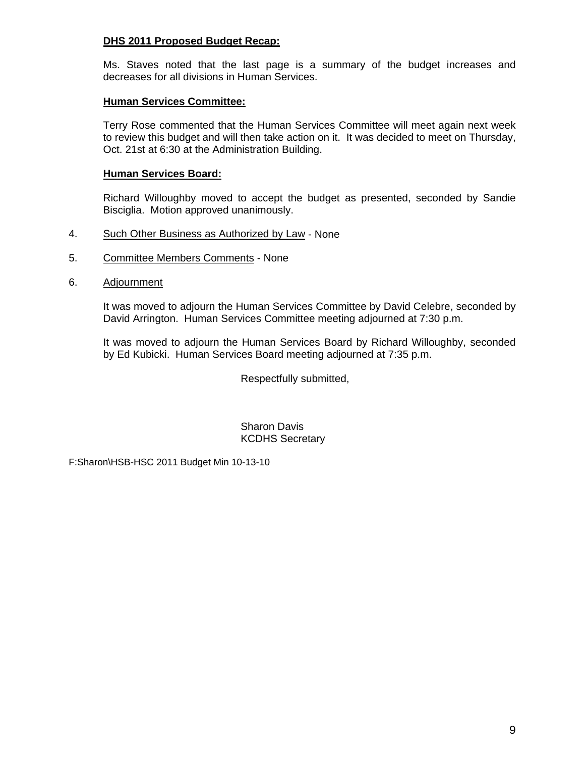**DHS 2011 Proposed Budget Recap:**

Ms. Staves noted that the last page is a summary of the budget increases and decreases for all divisions in Human Services.

**Human Services Committee:**

Terry Rose commented that the Human Services Committee will meet again next week to review this budget and will then take action on it. It was decided to meet on Thursday, Oct. 21st at 6:30 at the Administration Building.

**Human Services Board:**

Richard Willoughby moved to accept the budget as presented, seconded by Sandie Bisciglia. Motion approved unanimously.

4. Such Other Business as Authorized by Law - None

5. Committee Members Comments - None

6. Adjournment

   It was moved to adjourn the Human Services Committee by David Celebre, seconded by David Arrington. Human Services Committee meeting adjourned at 7:30 p.m.

   It was moved to adjourn the Human Services Board by Richard Willoughby, seconded by Ed Kubicki. Human Services Board meeting adjourned at 7:35 p.m.

Respectfully submitted,

Sharon Davis
KCDHS Secretary

F:Sharon\HSB-HSC 2011 Budget Min 10-13-10